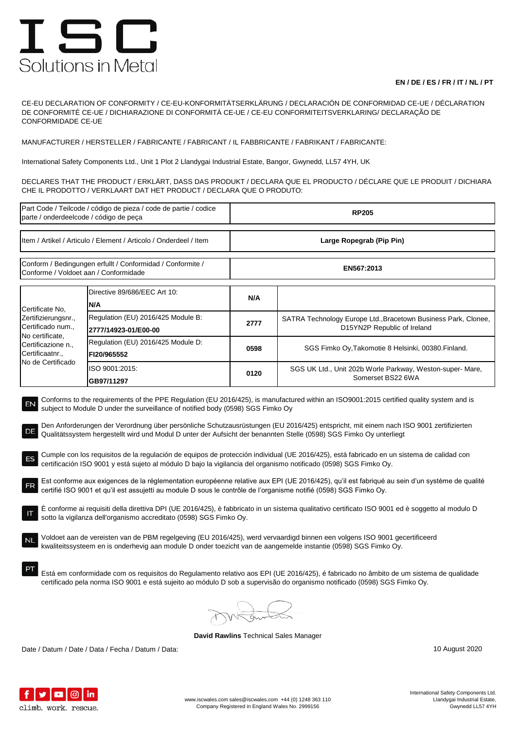# ISC
Solutions in Metal

**EN / DE / ES / FR / IT / NL / PT**

CE-EU DECLARATION OF CONFORMITY / CE-EU-KONFORMITÄTSERKLÄRUNG / DECLARACIÓN DE CONFORMIDAD CE-UE / DÉCLARATION DE CONFORMITÉ CE-UE / DICHIARAZIONE DI CONFORMITÀ CE-UE / CE-EU CONFORMITEITSVERKLARING/ DECLARAÇÃO DE CONFORMIDADE CE-UE

MANUFACTURER / HERSTELLER / FABRICANTE / FABRICANT / IL FABBRICANTE / FABRIKANT / FABRICANTE:

International Safety Components Ltd., Unit 1 Plot 2 Llandygai Industrial Estate, Bangor, Gwynedd, LL57 4YH, UK

DECLARES THAT THE PRODUCT / ERKLÄRT, DASS DAS PRODUKT / DECLARA QUE EL PRODUCTO / DÉCLARE QUE LE PRODUIT / DICHIARA CHE IL PRODOTTO / VERKLAART DAT HET PRODUCT / DECLARA QUE O PRODUTO:

| Part Code / Teilcode / código de pieza / code de partie / codice parte / onderdeelcode / código de peça | **RP205** |
|---|---|
| Item / Artikel / Articulo / Element / Articolo / Onderdeel / Item | **Large Ropegrab (Pip Pin)** |
| Conform / Bedingungen erfullt / Conformidad / Conformite / Conforme / Voldoet aan / Conformidade | **EN567:2013** |

| Certificate No, Zertifizierungsnr., Certificado num., No certificate, Certificazione n., Certificaatnr., No de Certificado | | | |
|---|---|---|---|
| | Directive 89/686/EEC Art 10: **N/A** | **N/A** | |
| | Regulation (EU) 2016/425 Module B: **2777/14923-01/E00-00** | **2777** | SATRA Technology Europe Ltd.,Bracetown Business Park, Clonee, D15YN2P Republic of Ireland |
| | Regulation (EU) 2016/425 Module D: **FI20/965552** | **0598** | SGS Fimko Oy,Takomotie 8 Helsinki, 00380.Finland. |
| | ISO 9001:2015: **GB97/11297** | **0120** | SGS UK Ltd., Unit 202b Worle Parkway, Weston-super- Mare, Somerset BS22 6WA |

EN Conforms to the requirements of the PPE Regulation (EU 2016/425), is manufactured within an ISO9001:2015 certified quality system and is subject to Module D under the surveillance of notified body (0598) SGS Fimko Oy

DE Den Anforderungen der Verordnung über persönliche Schutzausrüstungen (EU 2016/425) entspricht, mit einem nach ISO 9001 zertifizierten Qualitätssystem hergestellt wird und Modul D unter der Aufsicht der benannten Stelle (0598) SGS Fimko Oy unterliegt

ES Cumple con los requisitos de la regulación de equipos de protección individual (UE 2016/425), está fabricado en un sistema de calidad con certificación ISO 9001 y está sujeto al módulo D bajo la vigilancia del organismo notificado (0598) SGS Fimko Oy.

FR Est conforme aux exigences de la réglementation européenne relative aux EPI (UE 2016/425), qu'il est fabriqué au sein d'un système de qualité certifié ISO 9001 et qu'il est assujetti au module D sous le contrôle de l'organisme notifié (0598) SGS Fimko Oy.

IT È conforme ai requisiti della direttiva DPI (UE 2016/425), è fabbricato in un sistema qualitativo certificato ISO 9001 ed è soggetto al modulo D sotto la vigilanza dell'organismo accreditato (0598) SGS Fimko Oy.

NL Voldoet aan de vereisten van de PBM regelgeving (EU 2016/425), werd vervaardigd binnen een volgens ISO 9001 gecertificeerd kwaliteitssysteem en is onderhevig aan module D onder toezicht van de aangemelde instantie (0598) SGS Fimko Oy.

PT Está em conformidade com os requisitos do Regulamento relativo aos EPI (UE 2016/425), é fabricado no âmbito de um sistema de qualidade certificado pela norma ISO 9001 e está sujeito ao módulo D sob a supervisão do organismo notificado (0598) SGS Fimko Oy.

**David Rawlins** Technical Sales Manager

Date / Datum / Date / Data / Fecha / Datum / Data: 10 August 2020

climb. work. rescue.

www.iscwales.com sales@iscwales.com +44 (0) 1248 363 110
Company Registered in England Wales No. 2999156

International Safety Components Ltd.
Llandygai Industrial Estate,
Gwynedd LL57 4YH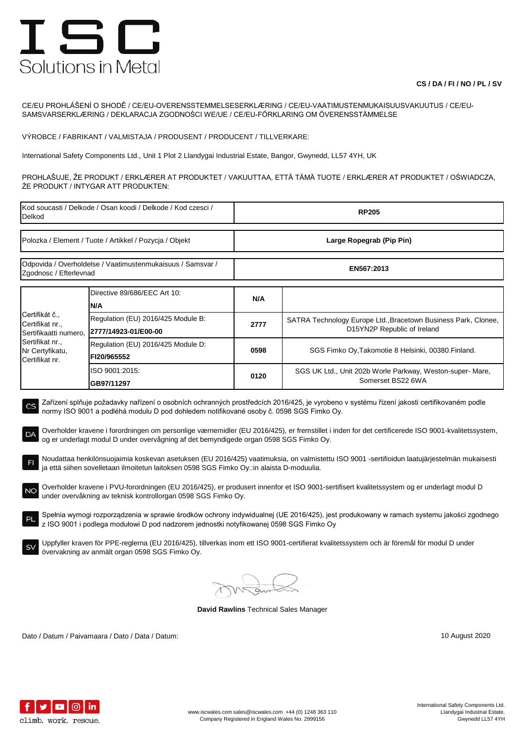# ISC

Solutions in Metal

**CS / DA / FI / NO / PL / SV**

CE/EU PROHLÁŠENÍ O SHODĚ / CE/EU-OVERENSSTEMMELSESERKLÆRING / CE/EU-VAATIMUSTENMUKAISUUSVAKUUTUS / CE/EU-SAMSVARSERKLÆRING / DEKLARACJA ZGODNOŚCI WE/UE / CE/EU-FÖRKLARING OM ÖVERENSSTÄMMELSE

VÝROBCE / FABRIKANT / VALMISTAJA / PRODUSENT / PRODUCENT / TILLVERKARE:

International Safety Components Ltd., Unit 1 Plot 2 Llandygai Industrial Estate, Bangor, Gwynedd, LL57 4YH, UK

PROHLAŠUJE, ŽE PRODUKT / ERKLÆRER AT PRODUKTET / VAKUUTTAA, ETTÄ TÄMÄ TUOTE / ERKLÆRER AT PRODUKTET / OŚWIADCZA, ŻE PRODUKT / INTYGAR ATT PRODUKTEN:

| | |
|---|---|
| Kod soucasti / Delkode / Osan koodi / Delkode / Kod czesci / Delkod | **RP205** |
| Polozka / Element / Tuote / Artikkel / Pozycja / Objekt | **Large Ropegrab (Pip Pin)** |
| Odpovida / Overholdelse / Vaatimustenmukaisuus / Samsvar / Zgodnosc / Efterlevnad | **EN567:2013** |

| | | | |
|---|---|---|---|
| Certifikát č., Certifikat nr., Sertifikaatti numero, Sertifikat nr., Nr Certyfikatu, Certifikat nr. | Directive 89/686/EEC Art 10: **N/A** | **N/A** | |
| | Regulation (EU) 2016/425 Module B: **2777/14923-01/E00-00** | **2777** | SATRA Technology Europe Ltd.,Bracetown Business Park, Clonee, D15YN2P Republic of Ireland |
| | Regulation (EU) 2016/425 Module D: **FI20/965552** | **0598** | SGS Fimko Oy,Takomotie 8 Helsinki, 00380.Finland. |
| | ISO 9001:2015: **GB97/11297** | **0120** | SGS UK Ltd., Unit 202b Worle Parkway, Weston-super- Mare, Somerset BS22 6WA |

CS Zařízení splňuje požadavky nařízení o osobních ochranných prostředcích 2016/425, je vyrobeno v systému řízení jakosti certifikovaném podle normy ISO 9001 a podléhá modulu D pod dohledem notifikované osoby č. 0598 SGS Fimko Oy.

DA Overholder kravene i forordningen om personlige værnemidler (EU 2016/425), er fremstillet i inden for det certificerede ISO 9001-kvalitetssystem, og er underlagt modul D under overvågning af det bemyndigede organ 0598 SGS Fimko Oy.

FI Noudattaa henkilönsuojaimia koskevan asetuksen (EU 2016/425) vaatimuksia, on valmistettu ISO 9001 -sertifioidun laatujärjestelmän mukaisesti ja että siihen sovelletaan ilmoitetun laitoksen 0598 SGS Fimko Oy.:in alaista D-moduulia.

NO Overholder kravene i PVU-forordningen (EU 2016/425), er produsert innenfor et ISO 9001-sertifisert kvalitetssystem og er underlagt modul D under overvåkning av teknisk kontrollorgan 0598 SGS Fimko Oy.

PL Spełnia wymogi rozporządzenia w sprawie środków ochrony indywidualnej (UE 2016/425), jest produkowany w ramach systemu jakości zgodnego z ISO 9001 i podlega modułowi D pod nadzorem jednostki notyfikowanej 0598 SGS Fimko Oy

SV Uppfyller kraven för PPE-reglerna (EU 2016/425), tillverkas inom ett ISO 9001-certifierat kvalitetssystem och är föremål för modul D under övervakning av anmält organ 0598 SGS Fimko Oy.

**David Rawlins** Technical Sales Manager

Dato / Datum / Paivamaara / Dato / Data / Datum: 10 August 2020

climb. work. rescue.

www.iscwales.com sales@iscwales.com +44 (0) 1248 363 110
Company Registered in England Wales No. 2999156

International Safety Components Ltd.
Llandygai Industrial Estate,
Gwynedd LL57 4YH